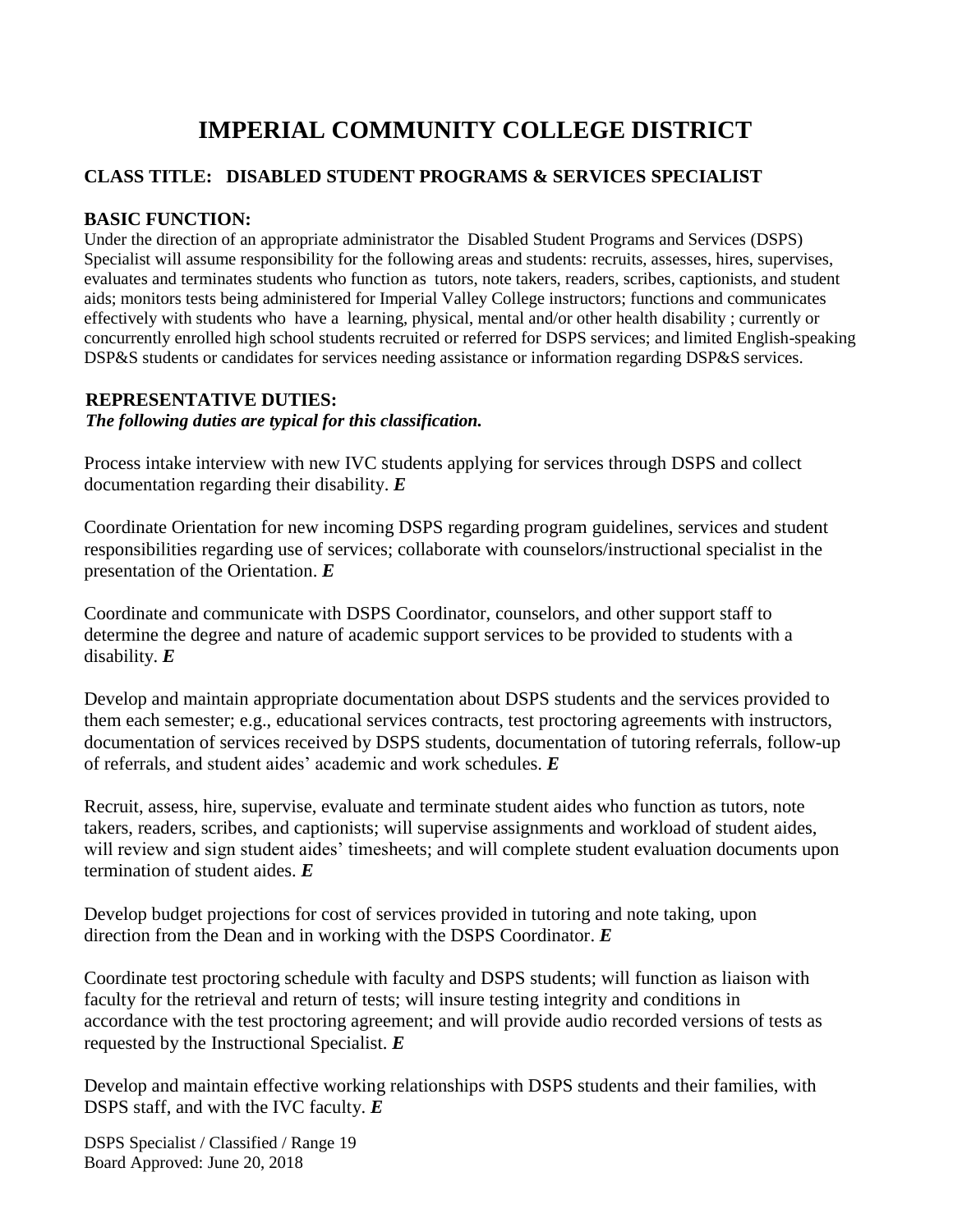# IMPERIAL COMMUNITY COLLEGE DISTRICT

**CLASS TITLE: DISABLED STUDENT PROGRAMS & SERVICES SPECIALIST**

**BASIC FUNCTION:**

Under the direction of an appropriate administrator the Disabled Student Programs and Services (DSPS) Specialist will assume responsibility for the following areas and students: recruits, assesses, hires, supervises, evaluates and terminates students who function as tutors, note takers, readers, scribes, captionists, and student aids; monitors tests being administered for Imperial Valley College instructors; functions and communicates effectively with students who have a learning, physical, mental and/or other health disability ; currently or concurrently enrolled high school students recruited or referred for DSPS services; and limited English-speaking DSP&S students or candidates for services needing assistance or information regarding DSP&S services.

**REPRESENTATIVE DUTIES:**

***The following duties are typical for this classification.***

Process intake interview with new IVC students applying for services through DSPS and collect documentation regarding their disability. ***E***

Coordinate Orientation for new incoming DSPS regarding program guidelines, services and student responsibilities regarding use of services; collaborate with counselors/instructional specialist in the presentation of the Orientation. ***E***

Coordinate and communicate with DSPS Coordinator, counselors, and other support staff to determine the degree and nature of academic support services to be provided to students with a disability. ***E***

Develop and maintain appropriate documentation about DSPS students and the services provided to them each semester; e.g., educational services contracts, test proctoring agreements with instructors, documentation of services received by DSPS students, documentation of tutoring referrals, follow-up of referrals, and student aides' academic and work schedules. ***E***

Recruit, assess, hire, supervise, evaluate and terminate student aides who function as tutors, note takers, readers, scribes, and captionists; will supervise assignments and workload of student aides, will review and sign student aides' timesheets; and will complete student evaluation documents upon termination of student aides. ***E***

Develop budget projections for cost of services provided in tutoring and note taking, upon direction from the Dean and in working with the DSPS Coordinator. ***E***

Coordinate test proctoring schedule with faculty and DSPS students; will function as liaison with faculty for the retrieval and return of tests; will insure testing integrity and conditions in accordance with the test proctoring agreement; and will provide audio recorded versions of tests as requested by the Instructional Specialist. ***E***

Develop and maintain effective working relationships with DSPS students and their families, with DSPS staff, and with the IVC faculty. ***E***

DSPS Specialist / Classified / Range 19
Board Approved: June 20, 2018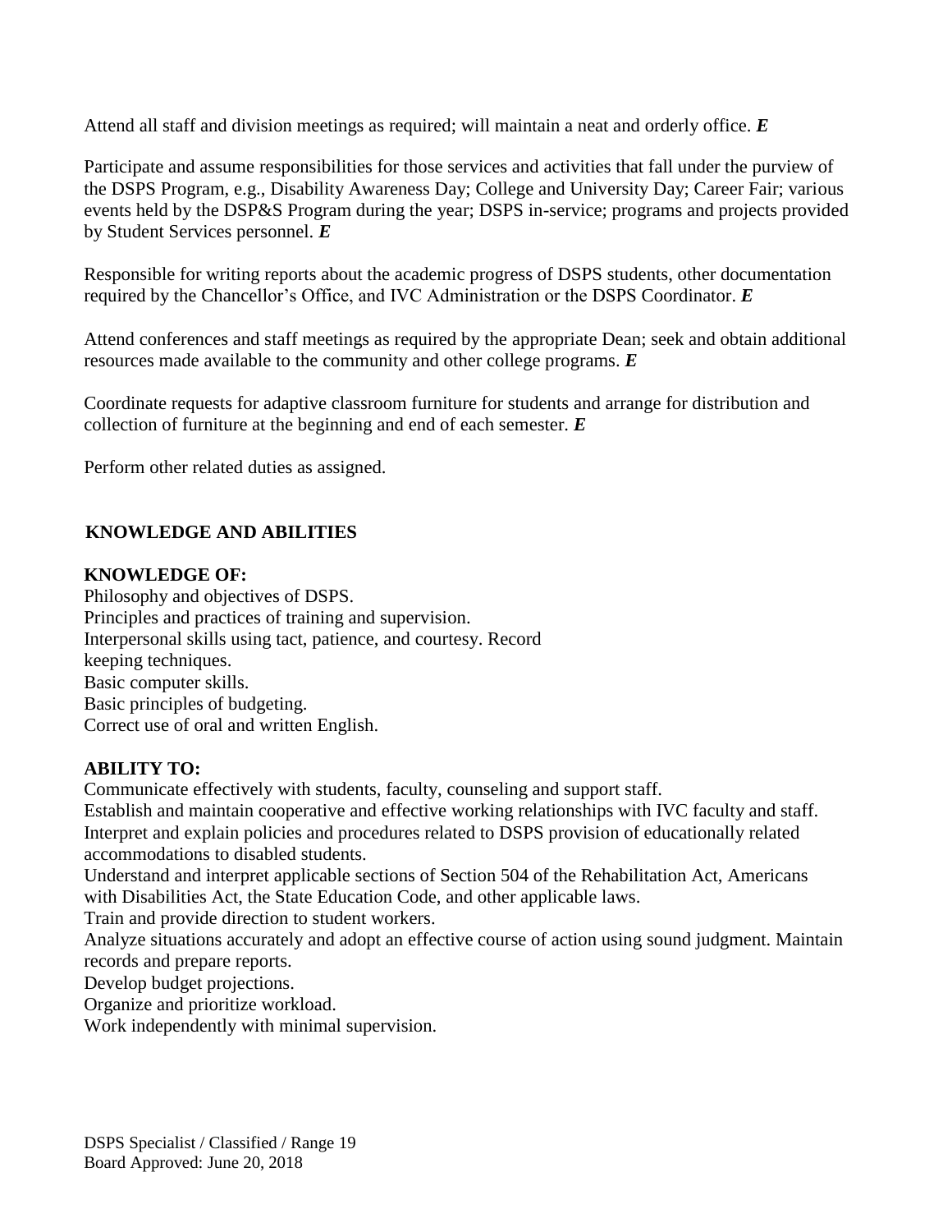Attend all staff and division meetings as required; will maintain a neat and orderly office. ***E***

Participate and assume responsibilities for those services and activities that fall under the purview of the DSPS Program, e.g., Disability Awareness Day; College and University Day; Career Fair; various events held by the DSP&S Program during the year; DSPS in-service; programs and projects provided by Student Services personnel. ***E***

Responsible for writing reports about the academic progress of DSPS students, other documentation required by the Chancellor's Office, and IVC Administration or the DSPS Coordinator. ***E***

Attend conferences and staff meetings as required by the appropriate Dean; seek and obtain additional resources made available to the community and other college programs. ***E***

Coordinate requests for adaptive classroom furniture for students and arrange for distribution and collection of furniture at the beginning and end of each semester. ***E***

Perform other related duties as assigned.

## KNOWLEDGE AND ABILITIES

**KNOWLEDGE OF:**

Philosophy and objectives of DSPS.
Principles and practices of training and supervision.
Interpersonal skills using tact, patience, and courtesy. Record keeping techniques.
Basic computer skills.
Basic principles of budgeting.
Correct use of oral and written English.

**ABILITY TO:**

Communicate effectively with students, faculty, counseling and support staff.
Establish and maintain cooperative and effective working relationships with IVC faculty and staff.
Interpret and explain policies and procedures related to DSPS provision of educationally related accommodations to disabled students.
Understand and interpret applicable sections of Section 504 of the Rehabilitation Act, Americans with Disabilities Act, the State Education Code, and other applicable laws.
Train and provide direction to student workers.
Analyze situations accurately and adopt an effective course of action using sound judgment. Maintain records and prepare reports.
Develop budget projections.
Organize and prioritize workload.
Work independently with minimal supervision.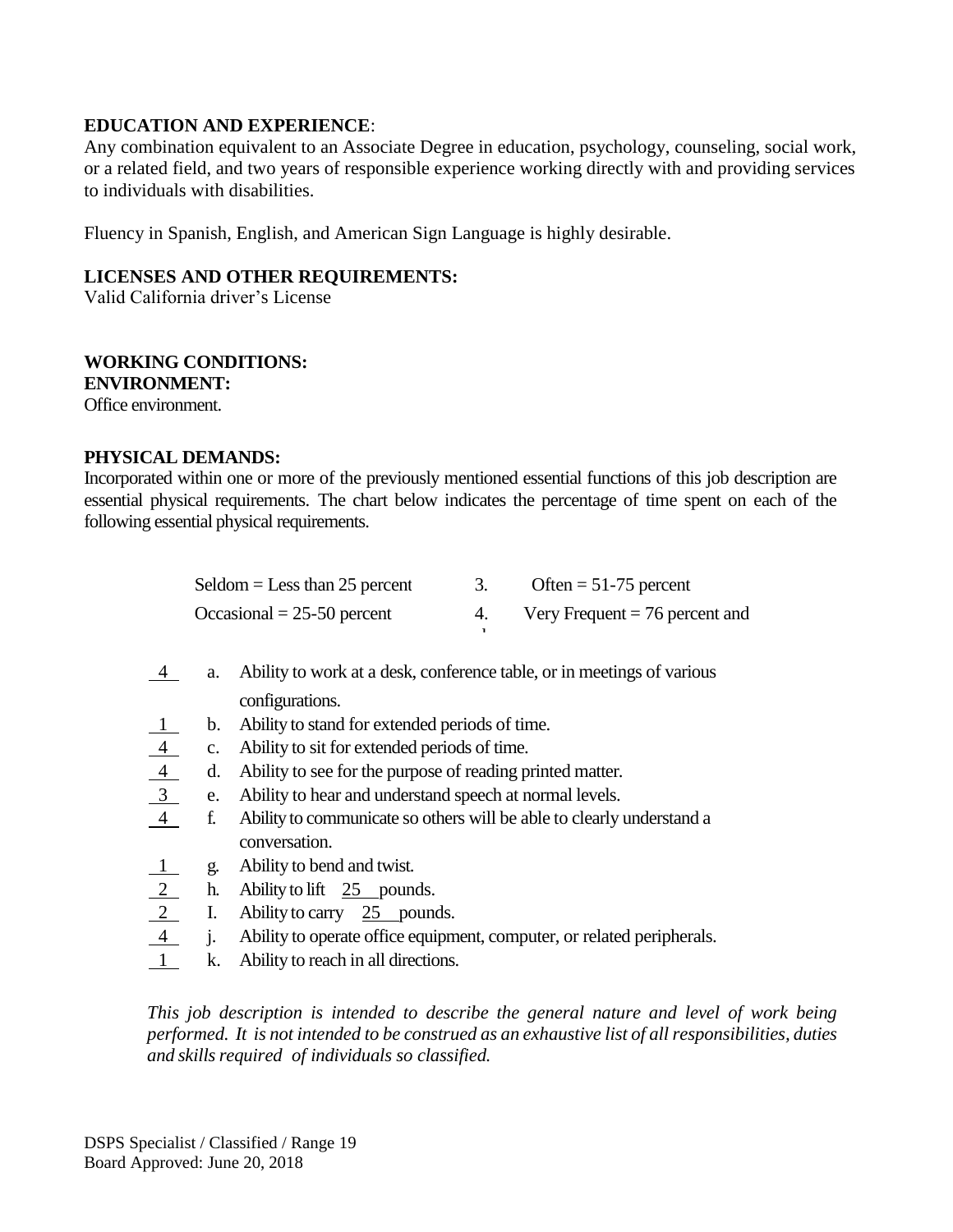**EDUCATION AND EXPERIENCE**:
Any combination equivalent to an Associate Degree in education, psychology, counseling, social work, or a related field, and two years of responsible experience working directly with and providing services to individuals with disabilities.

Fluency in Spanish, English, and American Sign Language is highly desirable.

**LICENSES AND OTHER REQUIREMENTS:**
Valid California driver's License

**WORKING CONDITIONS:**
**ENVIRONMENT:**
Office environment.

**PHYSICAL DEMANDS:**
Incorporated within one or more of the previously mentioned essential functions of this job description are essential physical requirements. The chart below indicates the percentage of time spent on each of the following essential physical requirements.

| | | | |
|---|---|---|---|
| | Seldom = Less than 25 percent | 3. | Often = 51-75 percent |
| | Occasional = 25-50 percent | 4. | Very Frequent = 76 percent and |

| | | |
|---|---|---|
| 4 | a. | Ability to work at a desk, conference table, or in meetings of various configurations. |
| 1 | b. | Ability to stand for extended periods of time. |
| 4 | c. | Ability to sit for extended periods of time. |
| 4 | d. | Ability to see for the purpose of reading printed matter. |
| 3 | e. | Ability to hear and understand speech at normal levels. |
| 4 | f. | Ability to communicate so others will be able to clearly understand a conversation. |
| 1 | g. | Ability to bend and twist. |
| 2 | h. | Ability to lift 25 pounds. |
| 2 | I. | Ability to carry 25 pounds. |
| 4 | j. | Ability to operate office equipment, computer, or related peripherals. |
| 1 | k. | Ability to reach in all directions. |

*This job description is intended to describe the general nature and level of work being performed. It is not intended to be construed as an exhaustive list of all responsibilities, duties and skills required of individuals so classified.*

DSPS Specialist / Classified / Range 19
Board Approved: June 20, 2018